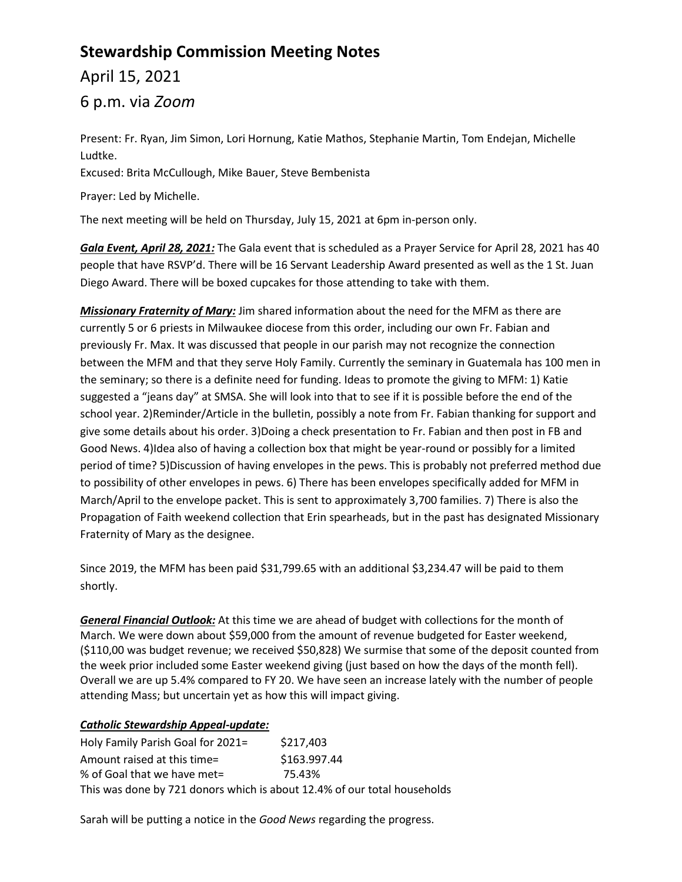# Stewardship Commission Meeting Notes

## April 15, 2021

## 6 p.m. via *Zoom*

Present: Fr. Ryan, Jim Simon, Lori Hornung, Katie Mathos, Stephanie Martin, Tom Endejan, Michelle Ludtke.

Excused: Brita McCullough, Mike Bauer, Steve Bembenista

Prayer: Led by Michelle.

The next meeting will be held on Thursday, July 15, 2021 at 6pm in-person only.

***Gala Event, April 28, 2021:*** The Gala event that is scheduled as a Prayer Service for April 28, 2021 has 40 people that have RSVP'd. There will be 16 Servant Leadership Award presented as well as the 1 St. Juan Diego Award. There will be boxed cupcakes for those attending to take with them.

***Missionary Fraternity of Mary:*** Jim shared information about the need for the MFM as there are currently 5 or 6 priests in Milwaukee diocese from this order, including our own Fr. Fabian and previously Fr. Max. It was discussed that people in our parish may not recognize the connection between the MFM and that they serve Holy Family. Currently the seminary in Guatemala has 100 men in the seminary; so there is a definite need for funding. Ideas to promote the giving to MFM: 1) Katie suggested a "jeans day" at SMSA. She will look into that to see if it is possible before the end of the school year. 2)Reminder/Article in the bulletin, possibly a note from Fr. Fabian thanking for support and give some details about his order. 3)Doing a check presentation to Fr. Fabian and then post in FB and Good News. 4)Idea also of having a collection box that might be year-round or possibly for a limited period of time? 5)Discussion of having envelopes in the pews. This is probably not preferred method due to possibility of other envelopes in pews. 6) There has been envelopes specifically added for MFM in March/April to the envelope packet. This is sent to approximately 3,700 families. 7) There is also the Propagation of Faith weekend collection that Erin spearheads, but in the past has designated Missionary Fraternity of Mary as the designee.

Since 2019, the MFM has been paid $31,799.65 with an additional $3,234.47 will be paid to them shortly.

***General Financial Outlook:*** At this time we are ahead of budget with collections for the month of March. We were down about $59,000 from the amount of revenue budgeted for Easter weekend, ($110,00 was budget revenue; we received $50,828) We surmise that some of the deposit counted from the week prior included some Easter weekend giving (just based on how the days of the month fell). Overall we are up 5.4% compared to FY 20. We have seen an increase lately with the number of people attending Mass; but uncertain yet as how this will impact giving.

***Catholic Stewardship Appeal-update:***

| | |
|---|---|
| Holy Family Parish Goal for 2021= | $217,403 |
| Amount raised at this time= | $163.997.44 |
| % of Goal that we have met= | 75.43% |

This was done by 721 donors which is about 12.4% of our total households

Sarah will be putting a notice in the *Good News* regarding the progress.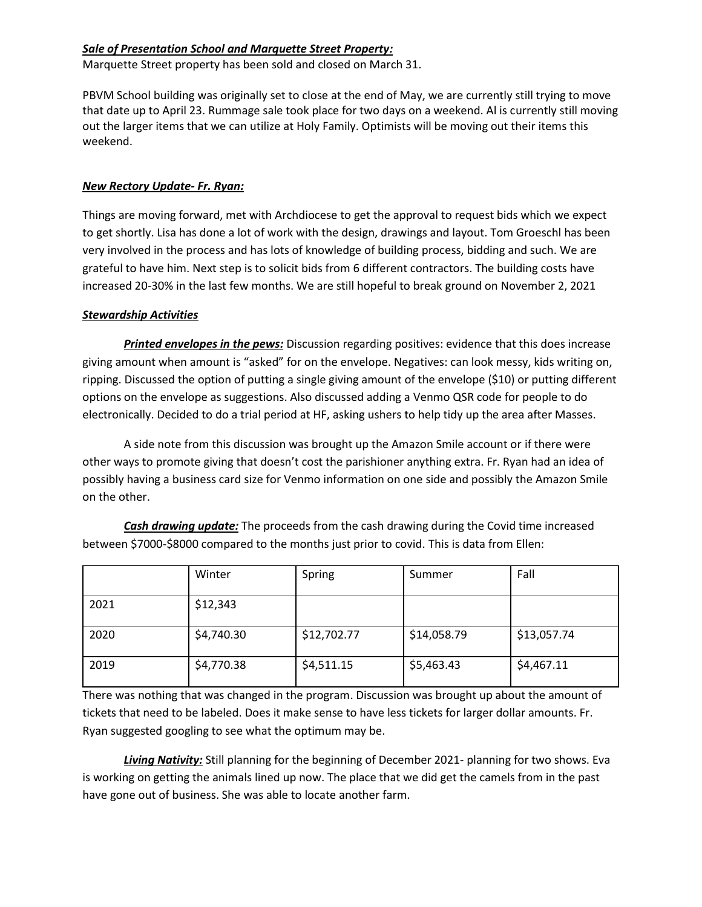***Sale of Presentation School and Marquette Street Property:***

Marquette Street property has been sold and closed on March 31.

PBVM School building was originally set to close at the end of May, we are currently still trying to move that date up to April 23. Rummage sale took place for two days on a weekend. Al is currently still moving out the larger items that we can utilize at Holy Family. Optimists will be moving out their items this weekend.

***New Rectory Update- Fr. Ryan:***

Things are moving forward, met with Archdiocese to get the approval to request bids which we expect to get shortly. Lisa has done a lot of work with the design, drawings and layout. Tom Groeschl has been very involved in the process and has lots of knowledge of building process, bidding and such. We are grateful to have him. Next step is to solicit bids from 6 different contractors. The building costs have increased 20-30% in the last few months. We are still hopeful to break ground on November 2, 2021

***Stewardship Activities***

***Printed envelopes in the pews:*** Discussion regarding positives: evidence that this does increase giving amount when amount is "asked" for on the envelope. Negatives: can look messy, kids writing on, ripping. Discussed the option of putting a single giving amount of the envelope ($10) or putting different options on the envelope as suggestions. Also discussed adding a Venmo QSR code for people to do electronically. Decided to do a trial period at HF, asking ushers to help tidy up the area after Masses.

A side note from this discussion was brought up the Amazon Smile account or if there were other ways to promote giving that doesn't cost the parishioner anything extra. Fr. Ryan had an idea of possibly having a business card size for Venmo information on one side and possibly the Amazon Smile on the other.

***Cash drawing update:*** The proceeds from the cash drawing during the Covid time increased between $7000-$8000 compared to the months just prior to covid. This is data from Ellen:

| | Winter | Spring | Summer | Fall |
|---|---|---|---|---|
| 2021 | $12,343 | | | |
| 2020 | $4,740.30 | $12,702.77 | $14,058.79 | $13,057.74 |
| 2019 | $4,770.38 | $4,511.15 | $5,463.43 | $4,467.11 |

There was nothing that was changed in the program. Discussion was brought up about the amount of tickets that need to be labeled. Does it make sense to have less tickets for larger dollar amounts. Fr. Ryan suggested googling to see what the optimum may be.

***Living Nativity:*** Still planning for the beginning of December 2021- planning for two shows. Eva is working on getting the animals lined up now. The place that we did get the camels from in the past have gone out of business. She was able to locate another farm.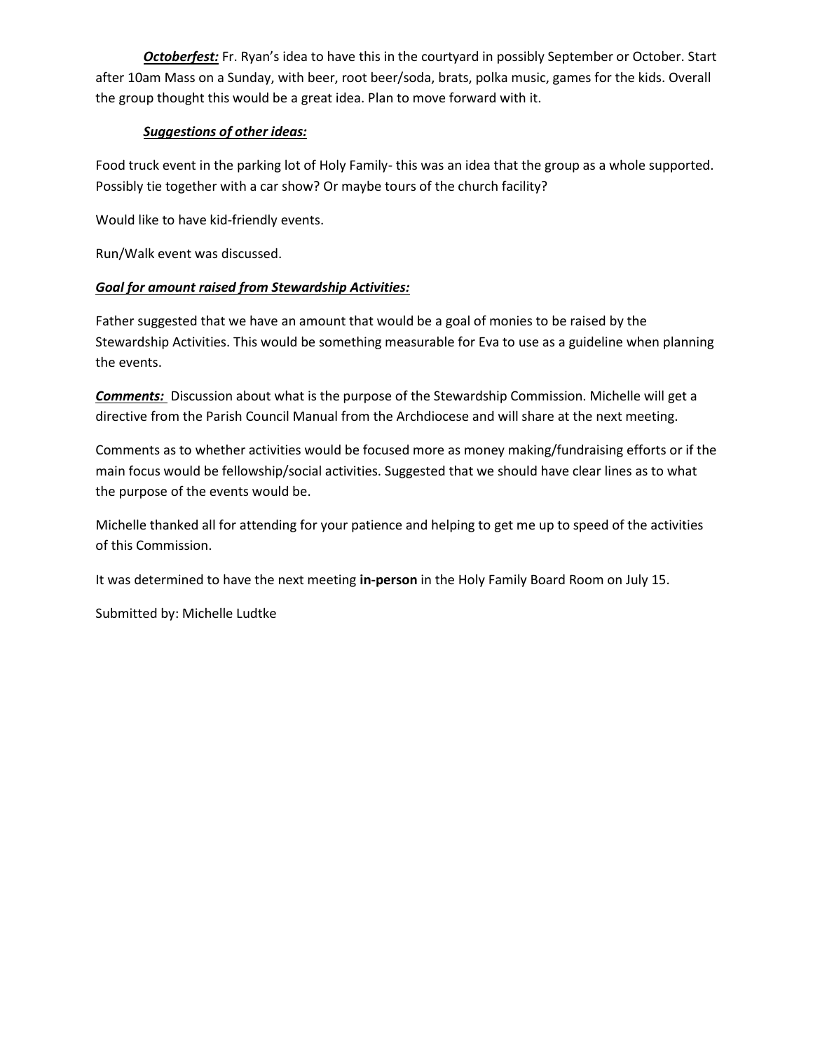***Octoberfest:*** Fr. Ryan's idea to have this in the courtyard in possibly September or October. Start after 10am Mass on a Sunday, with beer, root beer/soda, brats, polka music, games for the kids. Overall the group thought this would be a great idea. Plan to move forward with it.

***Suggestions of other ideas:***

Food truck event in the parking lot of Holy Family- this was an idea that the group as a whole supported. Possibly tie together with a car show? Or maybe tours of the church facility?

Would like to have kid-friendly events.

Run/Walk event was discussed.

***Goal for amount raised from Stewardship Activities:***

Father suggested that we have an amount that would be a goal of monies to be raised by the Stewardship Activities. This would be something measurable for Eva to use as a guideline when planning the events.

***Comments:*** Discussion about what is the purpose of the Stewardship Commission. Michelle will get a directive from the Parish Council Manual from the Archdiocese and will share at the next meeting.

Comments as to whether activities would be focused more as money making/fundraising efforts or if the main focus would be fellowship/social activities. Suggested that we should have clear lines as to what the purpose of the events would be.

Michelle thanked all for attending for your patience and helping to get me up to speed of the activities of this Commission.

It was determined to have the next meeting **in-person** in the Holy Family Board Room on July 15.

Submitted by: Michelle Ludtke